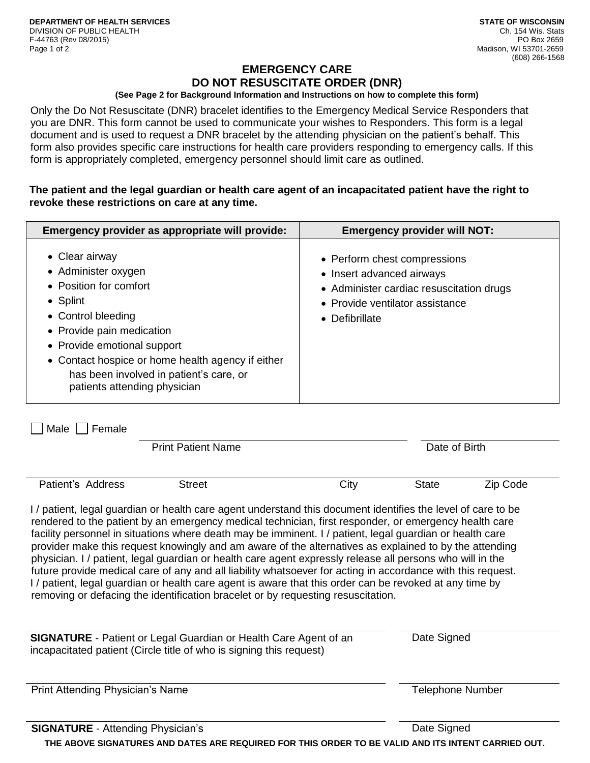DEPARTMENT OF HEALTH SERVICES
DIVISION OF PUBLIC HEALTH
F-44763 (Rev 08/2015)

STATE OF WISCONSIN
Ch. 154 Wis. Stats
PO Box 2659
Madison, WI 53701-2659
(608) 266-1568

# EMERGENCY CARE
# DO NOT RESUSCITATE ORDER (DNR)

**(See Page 2 for Background Information and Instructions on how to complete this form)**

Only the Do Not Resuscitate (DNR) bracelet identifies to the Emergency Medical Service Responders that you are DNR. This form cannot be used to communicate your wishes to Responders. This form is a legal document and is used to request a DNR bracelet by the attending physician on the patient's behalf. This form also provides specific care instructions for health care providers responding to emergency calls. If this form is appropriately completed, emergency personnel should limit care as outlined.

**The patient and the legal guardian or health care agent of an incapacitated patient have the right to revoke these restrictions on care at any time.**

| Emergency provider as appropriate will provide: | Emergency provider will NOT: |
|---|---|
| • Clear airway<br>• Administer oxygen<br>• Position for comfort<br>• Splint<br>• Control bleeding<br>• Provide pain medication<br>• Provide emotional support<br>• Contact hospice or home health agency if either has been involved in patient's care, or patients attending physician | • Perform chest compressions<br>• Insert advanced airways<br>• Administer cardiac resuscitation drugs<br>• Provide ventilator assistance<br>• Defibrillate |

☐ Male ☐ Female

Print Patient Name _______________ Date of Birth _______________

Patient's Address _______________ Street _______________ City _______________ State _______________ Zip Code _______________

I / patient, legal guardian or health care agent understand this document identifies the level of care to be rendered to the patient by an emergency medical technician, first responder, or emergency health care facility personnel in situations where death may be imminent. I / patient, legal guardian or health care provider make this request knowingly and am aware of the alternatives as explained to by the attending physician. I / patient, legal guardian or health care agent expressly release all persons who will in the future provide medical care of any and all liability whatsoever for acting in accordance with this request. I / patient, legal guardian or health care agent is aware that this order can be revoked at any time by removing or defacing the identification bracelet or by requesting resuscitation.

**SIGNATURE** - Patient or Legal Guardian or Health Care Agent of an incapacitated patient (Circle title of who is signing this request) _______________ Date Signed _______________

Print Attending Physician's Name _______________ Telephone Number _______________

**SIGNATURE** - Attending Physician's _______________ Date Signed _______________

**THE ABOVE SIGNATURES AND DATES ARE REQUIRED FOR THIS ORDER TO BE VALID AND ITS INTENT CARRIED OUT.**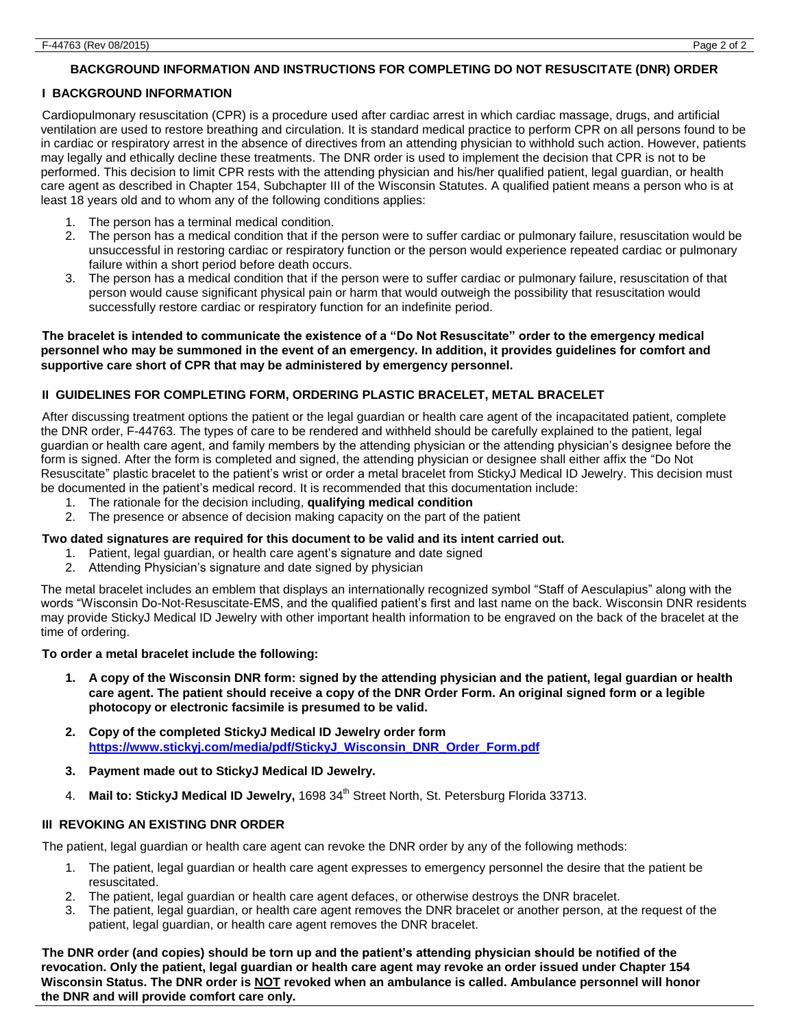# BACKGROUND INFORMATION AND INSTRUCTIONS FOR COMPLETING DO NOT RESUSCITATE (DNR) ORDER

## I BACKGROUND INFORMATION

Cardiopulmonary resuscitation (CPR) is a procedure used after cardiac arrest in which cardiac massage, drugs, and artificial ventilation are used to restore breathing and circulation. It is standard medical practice to perform CPR on all persons found to be in cardiac or respiratory arrest in the absence of directives from an attending physician to withhold such action. However, patients may legally and ethically decline these treatments. The DNR order is used to implement the decision that CPR is not to be performed. This decision to limit CPR rests with the attending physician and his/her qualified patient, legal guardian, or health care agent as described in Chapter 154, Subchapter III of the Wisconsin Statutes. A qualified patient means a person who is at least 18 years old and to whom any of the following conditions applies:

1. The person has a terminal medical condition.
2. The person has a medical condition that if the person were to suffer cardiac or pulmonary failure, resuscitation would be unsuccessful in restoring cardiac or respiratory function or the person would experience repeated cardiac or pulmonary failure within a short period before death occurs.
3. The person has a medical condition that if the person were to suffer cardiac or pulmonary failure, resuscitation of that person would cause significant physical pain or harm that would outweigh the possibility that resuscitation would successfully restore cardiac or respiratory function for an indefinite period.

**The bracelet is intended to communicate the existence of a "Do Not Resuscitate" order to the emergency medical personnel who may be summoned in the event of an emergency. In addition, it provides guidelines for comfort and supportive care short of CPR that may be administered by emergency personnel.**

## II GUIDELINES FOR COMPLETING FORM, ORDERING PLASTIC BRACELET, METAL BRACELET

After discussing treatment options the patient or the legal guardian or health care agent of the incapacitated patient, complete the DNR order, F-44763. The types of care to be rendered and withheld should be carefully explained to the patient, legal guardian or health care agent, and family members by the attending physician or the attending physician's designee before the form is signed. After the form is completed and signed, the attending physician or designee shall either affix the "Do Not Resuscitate" plastic bracelet to the patient's wrist or order a metal bracelet from StickyJ Medical ID Jewelry. This decision must be documented in the patient's medical record. It is recommended that this documentation include:

1. The rationale for the decision including, **qualifying medical condition**
2. The presence or absence of decision making capacity on the part of the patient

**Two dated signatures are required for this document to be valid and its intent carried out.**

1. Patient, legal guardian, or health care agent's signature and date signed
2. Attending Physician's signature and date signed by physician

The metal bracelet includes an emblem that displays an internationally recognized symbol "Staff of Aesculapius" along with the words "Wisconsin Do-Not-Resuscitate-EMS, and the qualified patient's first and last name on the back. Wisconsin DNR residents may provide StickyJ Medical ID Jewelry with other important health information to be engraved on the back of the bracelet at the time of ordering.

**To order a metal bracelet include the following:**

1. **A copy of the Wisconsin DNR form: signed by the attending physician and the patient, legal guardian or health care agent. The patient should receive a copy of the DNR Order Form. An original signed form or a legible photocopy or electronic facsimile is presumed to be valid.**
2. **Copy of the completed StickyJ Medical ID Jewelry order form** [https://www.stickyj.com/media/pdf/StickyJ_Wisconsin_DNR_Order_Form.pdf](https://www.stickyj.com/media/pdf/StickyJ_Wisconsin_DNR_Order_Form.pdf)
3. **Payment made out to StickyJ Medical ID Jewelry.**
4. **Mail to: StickyJ Medical ID Jewelry,** 1698 34th Street North, St. Petersburg Florida 33713.

## III REVOKING AN EXISTING DNR ORDER

The patient, legal guardian or health care agent can revoke the DNR order by any of the following methods:

1. The patient, legal guardian or health care agent expresses to emergency personnel the desire that the patient be resuscitated.
2. The patient, legal guardian or health care agent defaces, or otherwise destroys the DNR bracelet.
3. The patient, legal guardian, or health care agent removes the DNR bracelet or another person, at the request of the patient, legal guardian, or health care agent removes the DNR bracelet.

**The DNR order (and copies) should be torn up and the patient's attending physician should be notified of the revocation. Only the patient, legal guardian or health care agent may revoke an order issued under Chapter 154 Wisconsin Status. The DNR order is NOT revoked when an ambulance is called. Ambulance personnel will honor the DNR and will provide comfort care only.**